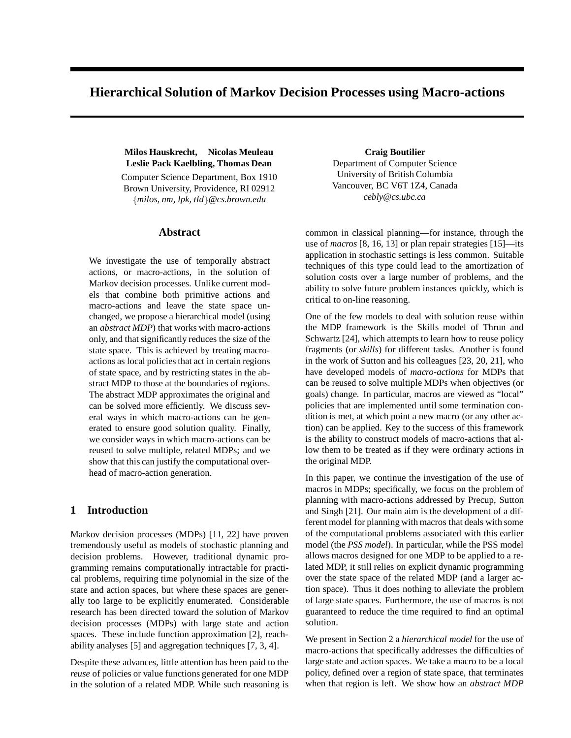# Hierarchical Solution of Markov Decision Processes using Macro-actions

**Milos Hauskrecht, Nicolas Meuleau**
**Leslie Pack Kaelbling, Thomas Dean**
Computer Science Department, Box 1910
Brown University, Providence, RI 02912
{*milos, nm, lpk, tld*}*@cs.brown.edu*

**Craig Boutilier**
Department of Computer Science
University of British Columbia
Vancouver, BC V6T 1Z4, Canada
*cebly@cs.ubc.ca*

## Abstract

We investigate the use of temporally abstract actions, or macro-actions, in the solution of Markov decision processes. Unlike current models that combine both primitive actions and macro-actions and leave the state space unchanged, we propose a hierarchical model (using an *abstract MDP*) that works with macro-actions only, and that significantly reduces the size of the state space. This is achieved by treating macro-actions as local policies that act in certain regions of state space, and by restricting states in the abstract MDP to those at the boundaries of regions. The abstract MDP approximates the original and can be solved more efficiently. We discuss several ways in which macro-actions can be generated to ensure good solution quality. Finally, we consider ways in which macro-actions can be reused to solve multiple, related MDPs; and we show that this can justify the computational overhead of macro-action generation.

## 1 Introduction

Markov decision processes (MDPs) [11, 22] have proven tremendously useful as models of stochastic planning and decision problems. However, traditional dynamic programming remains computationally intractable for practical problems, requiring time polynomial in the size of the state and action spaces, but where these spaces are generally too large to be explicitly enumerated. Considerable research has been directed toward the solution of Markov decision processes (MDPs) with large state and action spaces. These include function approximation [2], reachability analyses [5] and aggregation techniques [7, 3, 4].

Despite these advances, little attention has been paid to the *reuse* of policies or value functions generated for one MDP in the solution of a related MDP. While such reasoning is common in classical planning—for instance, through the use of *macros* [8, 16, 13] or plan repair strategies [15]—its application in stochastic settings is less common. Suitable techniques of this type could lead to the amortization of solution costs over a large number of problems, and the ability to solve future problem instances quickly, which is critical to on-line reasoning.

One of the few models to deal with solution reuse within the MDP framework is the Skills model of Thrun and Schwartz [24], which attempts to learn how to reuse policy fragments (or *skills*) for different tasks. Another is found in the work of Sutton and his colleagues [23, 20, 21], who have developed models of *macro-actions* for MDPs that can be reused to solve multiple MDPs when objectives (or goals) change. In particular, macros are viewed as "local" policies that are implemented until some termination condition is met, at which point a new macro (or any other action) can be applied. Key to the success of this framework is the ability to construct models of macro-actions that allow them to be treated as if they were ordinary actions in the original MDP.

In this paper, we continue the investigation of the use of macros in MDPs; specifically, we focus on the problem of planning with macro-actions addressed by Precup, Sutton and Singh [21]. Our main aim is the development of a different model for planning with macros that deals with some of the computational problems associated with this earlier model (the *PSS model*). In particular, while the PSS model allows macros designed for one MDP to be applied to a related MDP, it still relies on explicit dynamic programming over the state space of the related MDP (and a larger action space). Thus it does nothing to alleviate the problem of large state spaces. Furthermore, the use of macros is not guaranteed to reduce the time required to find an optimal solution.

We present in Section 2 a *hierarchical model* for the use of macro-actions that specifically addresses the difficulties of large state and action spaces. We take a macro to be a local policy, defined over a region of state space, that terminates when that region is left. We show how an *abstract MDP*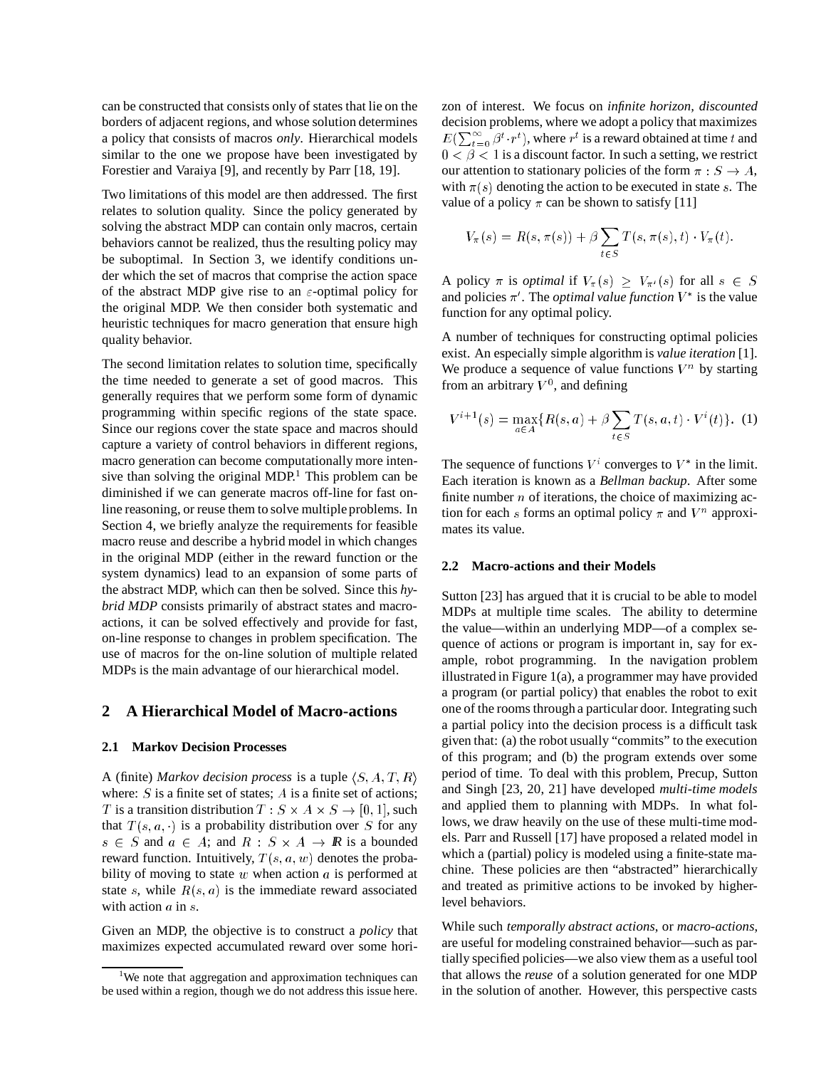can be constructed that consists only of states that lie on the borders of adjacent regions, and whose solution determines a policy that consists of macros *only*. Hierarchical models similar to the one we propose have been investigated by Forestier and Varaiya [9], and recently by Parr [18, 19].

Two limitations of this model are then addressed. The first relates to solution quality. Since the policy generated by solving the abstract MDP can contain only macros, certain behaviors cannot be realized, thus the resulting policy may be suboptimal. In Section 3, we identify conditions under which the set of macros that comprise the action space of the abstract MDP give rise to an $\varepsilon$-optimal policy for the original MDP. We then consider both systematic and heuristic techniques for macro generation that ensure high quality behavior.

The second limitation relates to solution time, specifically the time needed to generate a set of good macros. This generally requires that we perform some form of dynamic programming within specific regions of the state space. Since our regions cover the state space and macros should capture a variety of control behaviors in different regions, macro generation can become computationally more intensive than solving the original MDP.[1] This problem can be diminished if we can generate macros off-line for fast on-line reasoning, or reuse them to solve multiple problems. In Section 4, we briefly analyze the requirements for feasible macro reuse and describe a hybrid model in which changes in the original MDP (either in the reward function or the system dynamics) lead to an expansion of some parts of the abstract MDP, which can then be solved. Since this *hybrid MDP* consists primarily of abstract states and macro-actions, it can be solved effectively and provide for fast, on-line response to changes in problem specification. The use of macros for the on-line solution of multiple related MDPs is the main advantage of our hierarchical model.

## 2 A Hierarchical Model of Macro-actions

### 2.1 Markov Decision Processes

A (finite) *Markov decision process* is a tuple $\langle S, A, T, R \rangle$ where: $S$ is a finite set of states; $A$ is a finite set of actions; $T$ is a transition distribution $T : S \times A \times S \to [0, 1]$, such that $T(s, a, \cdot)$ is a probability distribution over $S$ for any $s \in S$ and $a \in A$; and $R : S \times A \to \mathbb{R}$ is a bounded reward function. Intuitively, $T(s, a, w)$ denotes the probability of moving to state $w$ when action $a$ is performed at state $s$, while $R(s, a)$ is the immediate reward associated with action $a$ in $s$.

Given an MDP, the objective is to construct a *policy* that maximizes expected accumulated reward over some horizon of interest. We focus on *infinite horizon, discounted* decision problems, where we adopt a policy that maximizes $E(\sum_{t=0}^{\infty} \beta^t \cdot r^t)$, where $r^t$ is a reward obtained at time $t$ and $0 < \beta < 1$ is a discount factor. In such a setting, we restrict our attention to stationary policies of the form $\pi : S \to A$, with $\pi(s)$ denoting the action to be executed in state $s$. The value of a policy $\pi$ can be shown to satisfy [11]

$$V_\pi(s) = R(s, \pi(s)) + \beta \sum_{t \in S} T(s, \pi(s), t) \cdot V_\pi(t).$$

A policy $\pi$ is *optimal* if $V_\pi(s) \geq V_{\pi'}(s)$ for all $s \in S$ and policies $\pi'$. The *optimal value function* $V^*$ is the value function for any optimal policy.

A number of techniques for constructing optimal policies exist. An especially simple algorithm is *value iteration* [1]. We produce a sequence of value functions $V^n$ by starting from an arbitrary $V^0$, and defining

$$V^{i+1}(s) = \max_{a \in A} \{ R(s, a) + \beta \sum_{t \in S} T(s, a, t) \cdot V^i(t) \}. \quad (1)$$

The sequence of functions $V^i$ converges to $V^*$ in the limit. Each iteration is known as a *Bellman backup*. After some finite number $n$ of iterations, the choice of maximizing action for each $s$ forms an optimal policy $\pi$ and $V^n$ approximates its value.

### 2.2 Macro-actions and their Models

Sutton [23] has argued that it is crucial to be able to model MDPs at multiple time scales. The ability to determine the value—within an underlying MDP—of a complex sequence of actions or program is important in, say for example, robot programming. In the navigation problem illustrated in Figure 1(a), a programmer may have provided a program (or partial policy) that enables the robot to exit one of the rooms through a particular door. Integrating such a partial policy into the decision process is a difficult task given that: (a) the robot usually "commits" to the execution of this program; and (b) the program extends over some period of time. To deal with this problem, Precup, Sutton and Singh [23, 20, 21] have developed *multi-time models* and applied them to planning with MDPs. In what follows, we draw heavily on the use of these multi-time models. Parr and Russell [17] have proposed a related model in which a (partial) policy is modeled using a finite-state machine. These policies are then "abstracted" hierarchically and treated as primitive actions to be invoked by higher-level behaviors.

While such *temporally abstract actions*, or *macro-actions*, are useful for modeling constrained behavior—such as partially specified policies—we also view them as a useful tool that allows the *reuse* of a solution generated for one MDP in the solution of another. However, this perspective casts

[1] We note that aggregation and approximation techniques can be used within a region, though we do not address this issue here.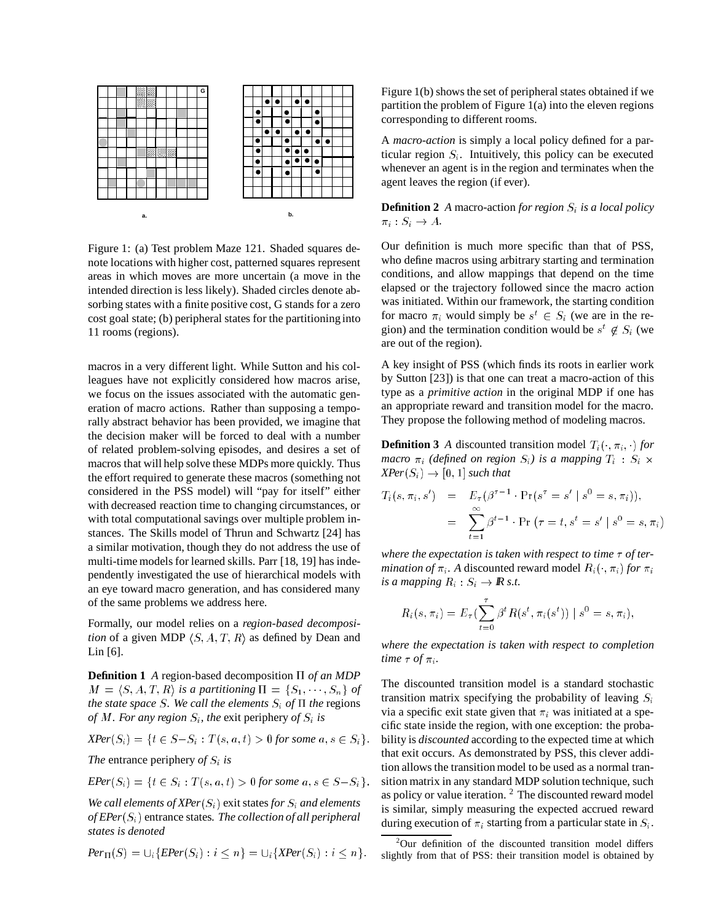Figure 1: (a) Test problem Maze 121. Shaded squares denote locations with higher cost, patterned squares represent areas in which moves are more uncertain (a move in the intended direction is less likely). Shaded circles denote absorbing states with a finite positive cost, G stands for a zero cost goal state; (b) peripheral states for the partitioning into 11 rooms (regions).

macros in a very different light. While Sutton and his colleagues have not explicitly considered how macros arise, we focus on the issues associated with the automatic generation of macro actions. Rather than supposing a temporally abstract behavior has been provided, we imagine that the decision maker will be forced to deal with a number of related problem-solving episodes, and desires a set of macros that will help solve these MDPs more quickly. Thus the effort required to generate these macros (something not considered in the PSS model) will "pay for itself" either with decreased reaction time to changing circumstances, or with total computational savings over multiple problem instances. The Skills model of Thrun and Schwartz [24] has a similar motivation, though they do not address the use of multi-time models for learned skills. Parr [18, 19] has independently investigated the use of hierarchical models with an eye toward macro generation, and has considered many of the same problems we address here.

Formally, our model relies on a *region-based decomposition* of a given MDP $\langle S, A, T, R\rangle$ as defined by Dean and Lin [6].

**Definition 1** *A* region-based decomposition $\Pi$ *of an MDP* $M = \langle S, A, T, R\rangle$ *is a partitioning* $\Pi = \{S_1, \cdots, S_n\}$ *of the state space* $S$. *We call the elements* $S_i$ *of* $\Pi$ *the* regions *of* $M$. *For any region* $S_i$*, the* exit periphery *of* $S_i$ *is*

$$XPer(S_i) = \{t \in S - S_i : T(s, a, t) > 0 \text{ for some } a, s \in S_i\}.$$

*The* entrance periphery *of* $S_i$ *is*

$$EPer(S_i) = \{t \in S_i : T(s, a, t) > 0 \text{ for some } a, s \in S - S_i\}.$$

*We call elements of* $XPer(S_i)$ exit states *for* $S_i$ *and elements of* $EPer(S_i)$ entrance states*. The collection of all peripheral states is denoted*

$$Per_\Pi(S) = \cup_i \{EPer(S_i) : i \le n\} = \cup_i \{XPer(S_i) : i \le n\}.$$

Figure 1(b) shows the set of peripheral states obtained if we partition the problem of Figure 1(a) into the eleven regions corresponding to different rooms.

A *macro-action* is simply a local policy defined for a particular region $S_i$. Intuitively, this policy can be executed whenever an agent is in the region and terminates when the agent leaves the region (if ever).

**Definition 2** *A* macro-action *for region* $S_i$ *is a local policy* $\pi_i : S_i \rightarrow A$.

Our definition is much more specific than that of PSS, who define macros using arbitrary starting and termination conditions, and allow mappings that depend on the time elapsed or the trajectory followed since the macro action was initiated. Within our framework, the starting condition for macro $\pi_i$ would simply be $s^t \in S_i$ (we are in the region) and the termination condition would be $s^t \notin S_i$ (we are out of the region).

A key insight of PSS (which finds its roots in earlier work by Sutton [23]) is that one can treat a macro-action of this type as a *primitive action* in the original MDP if one has an appropriate reward and transition model for the macro. They propose the following method of modeling macros.

**Definition 3** *A discounted transition model* $T_i(\cdot, \pi_i, \cdot)$ *for macro* $\pi_i$ *(defined on region* $S_i$*) is a mapping* $T_i : S_i \times XPer(S_i) \rightarrow [0, 1]$ *such that*

$$\begin{aligned} T_i(s, \pi_i, s') &= E_\tau(\beta^{\tau-1} \cdot \Pr(s^\tau = s' \mid s^0 = s, \pi_i)), \\ &= \sum_{t=1}^{\infty} \beta^{t-1} \cdot \Pr\left(\tau = t, s^t = s' \mid s^0 = s, \pi_i\right) \end{aligned}$$

*where the expectation is taken with respect to time* $\tau$ *of termination of* $\pi_i$*. A* discounted reward model $R_i(\cdot, \pi_i)$ *for* $\pi_i$ *is a mapping* $R_i : S_i \rightarrow I\!R$ *s.t.*

$$R_i(s, \pi_i) = E_\tau(\sum_{t=0}^{\tau} \beta^t R(s^t, \pi_i(s^t)) \mid s^0 = s, \pi_i),$$

*where the expectation is taken with respect to completion time* $\tau$ *of* $\pi_i$.

The discounted transition model is a standard stochastic transition matrix specifying the probability of leaving $S_i$ via a specific exit state given that $\pi_i$ was initiated at a specific state inside the region, with one exception: the probability is *discounted* according to the expected time at which that exit occurs. As demonstrated by PSS, this clever addition allows the transition model to be used as a normal transition matrix in any standard MDP solution technique, such as policy or value iteration. [2] The discounted reward model is similar, simply measuring the expected accrued reward during execution of $\pi_i$ starting from a particular state in $S_i$.

[2] Our definition of the discounted transition model differs slightly from that of PSS: their transition model is obtained by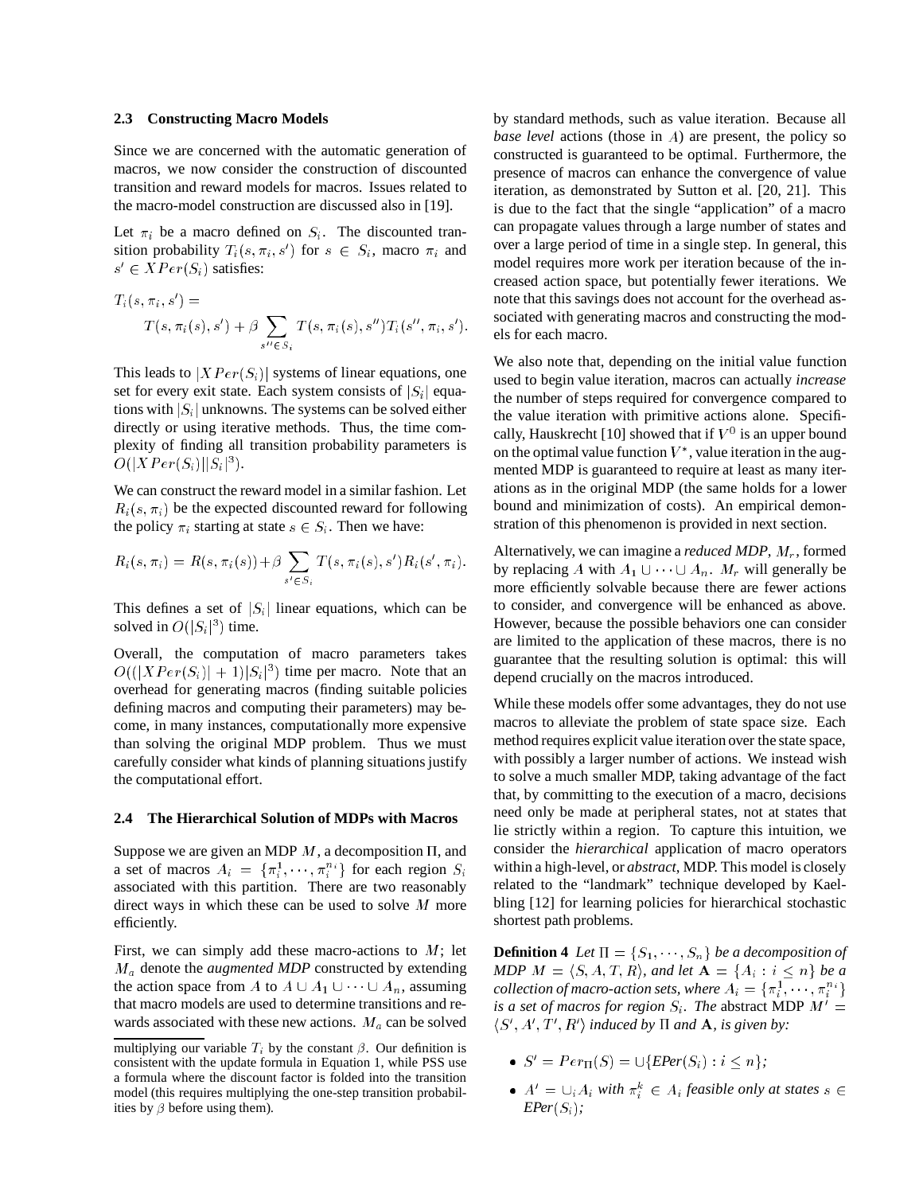### 2.3 Constructing Macro Models

Since we are concerned with the automatic generation of macros, we now consider the construction of discounted transition and reward models for macros. Issues related to the macro-model construction are discussed also in [19].

Let $\pi_i$ be a macro defined on $S_i$. The discounted transition probability $T_i(s, \pi_i, s')$ for $s \in S_i$, macro $\pi_i$ and $s' \in XPer(S_i)$ satisfies:

$$T_i(s, \pi_i, s') = T(s, \pi_i(s), s') + \beta \sum_{s'' \in S_i} T(s, \pi_i(s), s'') T_i(s'', \pi_i, s').$$

This leads to $|XPer(S_i)|$ systems of linear equations, one set for every exit state. Each system consists of $|S_i|$ equations with $|S_i|$ unknowns. The systems can be solved either directly or using iterative methods. Thus, the time complexity of finding all transition probability parameters is $O(|XPer(S_i)||S_i|^3)$.

We can construct the reward model in a similar fashion. Let $R_i(s, \pi_i)$ be the expected discounted reward for following the policy $\pi_i$ starting at state $s \in S_i$. Then we have:

$$R_i(s, \pi_i) = R(s, \pi_i(s)) + \beta \sum_{s' \in S_i} T(s, \pi_i(s), s') R_i(s', \pi_i).$$

This defines a set of $|S_i|$ linear equations, which can be solved in $O(|S_i|^3)$ time.

Overall, the computation of macro parameters takes $O((|XPer(S_i)| + 1)|S_i|^3)$ time per macro. Note that an overhead for generating macros (finding suitable policies defining macros and computing their parameters) may become, in many instances, computationally more expensive than solving the original MDP problem. Thus we must carefully consider what kinds of planning situations justify the computational effort.

### 2.4 The Hierarchical Solution of MDPs with Macros

Suppose we are given an MDP $M$, a decomposition $\Pi$, and a set of macros $A_i = \{\pi_i^1, \cdots, \pi_i^{n_i}\}$ for each region $S_i$ associated with this partition. There are two reasonably direct ways in which these can be used to solve $M$ more efficiently.

First, we can simply add these macro-actions to $M$; let $M_a$ denote the *augmented MDP* constructed by extending the action space from $A$ to $A \cup A_1 \cup \cdots \cup A_n$, assuming that macro models are used to determine transitions and rewards associated with these new actions. $M_a$ can be solved by standard methods, such as value iteration. Because all *base level* actions (those in $A$) are present, the policy so constructed is guaranteed to be optimal. Furthermore, the presence of macros can enhance the convergence of value iteration, as demonstrated by Sutton et al. [20, 21]. This is due to the fact that the single "application" of a macro can propagate values through a large number of states and over a large period of time in a single step. In general, this model requires more work per iteration because of the increased action space, but potentially fewer iterations. We note that this savings does not account for the overhead associated with generating macros and constructing the models for each macro.

We also note that, depending on the initial value function used to begin value iteration, macros can actually *increase* the number of steps required for convergence compared to the value iteration with primitive actions alone. Specifically, Hauskrecht [10] showed that if $V^0$ is an upper bound on the optimal value function $V^*$, value iteration in the augmented MDP is guaranteed to require at least as many iterations as in the original MDP (the same holds for a lower bound and minimization of costs). An empirical demonstration of this phenomenon is provided in next section.

Alternatively, we can imagine a *reduced MDP*, $M_r$, formed by replacing $A$ with $A_1 \cup \cdots \cup A_n$. $M_r$ will generally be more efficiently solvable because there are fewer actions to consider, and convergence will be enhanced as above. However, because the possible behaviors one can consider are limited to the application of these macros, there is no guarantee that the resulting solution is optimal: this will depend crucially on the macros introduced.

While these models offer some advantages, they do not use macros to alleviate the problem of state space size. Each method requires explicit value iteration over the state space, with possibly a larger number of actions. We instead wish to solve a much smaller MDP, taking advantage of the fact that, by committing to the execution of a macro, decisions need only be made at peripheral states, not at states that lie strictly within a region. To capture this intuition, we consider the *hierarchical* application of macro operators within a high-level, or *abstract*, MDP. This model is closely related to the "landmark" technique developed by Kaelbling [12] for learning policies for hierarchical stochastic shortest path problems.

**Definition 4** *Let $\Pi = \{S_1, \cdots, S_n\}$ be a decomposition of MDP $M = \langle S, A, T, R \rangle$, and let $\mathbf{A} = \{A_i : i \leq n\}$ be a collection of macro-action sets, where $A_i = \{\pi_i^1, \cdots, \pi_i^{n_i}\}$ is a set of macros for region $S_i$. The* abstract MDP $M' = \langle S', A', T', R' \rangle$ *induced by $\Pi$ and $\mathbf{A}$, is given by:*

- $S' = Per_\Pi(S) = \cup\{EPer(S_i) : i \leq n\}$;
- $A' = \cup_i A_i$ *with $\pi_i^k \in A_i$ feasible only at states $s \in EPer(S_i)$;*

---

multiplying our variable $T_i$ by the constant $\beta$. Our definition is consistent with the update formula in Equation 1, while PSS use a formula where the discount factor is folded into the transition model (this requires multiplying the one-step transition probabilities by $\beta$ before using them).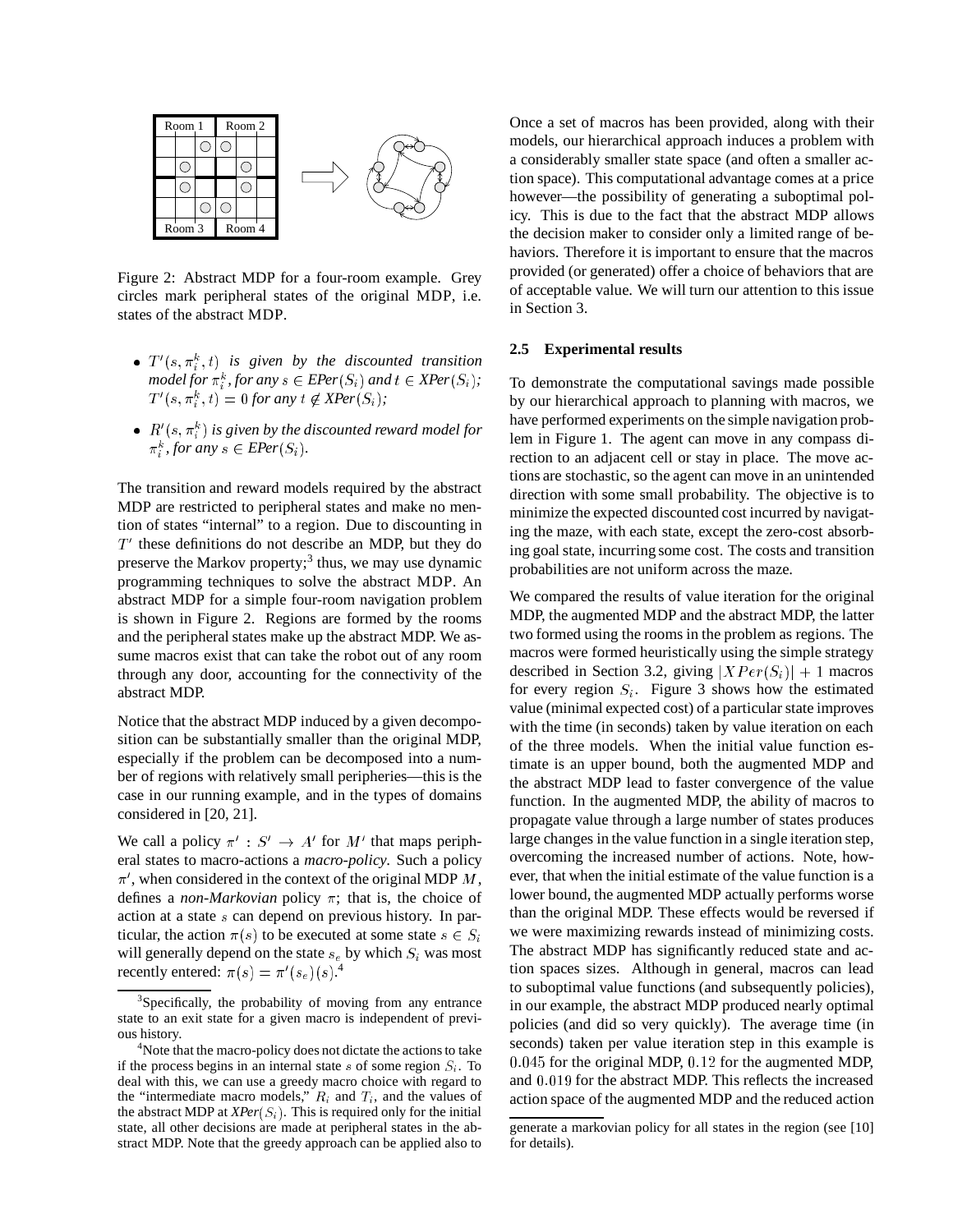Figure 2: Abstract MDP for a four-room example. Grey circles mark peripheral states of the original MDP, i.e. states of the abstract MDP.

- $T'(s, \pi_i^k, t)$ *is given by the discounted transition model for* $\pi_i^k$*, for any* $s \in EPer(S_i)$ *and* $t \in XPer(S_i)$*;* $T'(s, \pi_i^k, t) = 0$ *for any* $t \notin XPer(S_i)$*;*
- $R'(s, \pi_i^k)$ *is given by the discounted reward model for* $\pi_i^k$*, for any* $s \in EPer(S_i)$.

The transition and reward models required by the abstract MDP are restricted to peripheral states and make no mention of states "internal" to a region. Due to discounting in $T'$ these definitions do not describe an MDP, but they do preserve the Markov property;[3] thus, we may use dynamic programming techniques to solve the abstract MDP. An abstract MDP for a simple four-room navigation problem is shown in Figure 2. Regions are formed by the rooms and the peripheral states make up the abstract MDP. We assume macros exist that can take the robot out of any room through any door, accounting for the connectivity of the abstract MDP.

Notice that the abstract MDP induced by a given decomposition can be substantially smaller than the original MDP, especially if the problem can be decomposed into a number of regions with relatively small peripheries—this is the case in our running example, and in the types of domains considered in [20, 21].

We call a policy $\pi' : S' \rightarrow A'$ for $M'$ that maps peripheral states to macro-actions a *macro-policy*. Such a policy $\pi'$, when considered in the context of the original MDP $M$, defines a *non-Markovian* policy $\pi$; that is, the choice of action at a state $s$ can depend on previous history. In particular, the action $\pi(s)$ to be executed at some state $s \in S_i$ will generally depend on the state $s_e$ by which $S_i$ was most recently entered: $\pi(s) = \pi'(s_e)(s)$.[4]

[3] Specifically, the probability of moving from any entrance state to an exit state for a given macro is independent of previous history.

[4] Note that the macro-policy does not dictate the actions to take if the process begins in an internal state $s$ of some region $S_i$. To deal with this, we can use a greedy macro choice with regard to the "intermediate macro models," $R_i$ and $T_i$, and the values of the abstract MDP at *XPer*$(S_i)$. This is required only for the initial state, all other decisions are made at peripheral states in the abstract MDP. Note that the greedy approach can be applied also to generate a markovian policy for all states in the region (see [10] for details).

Once a set of macros has been provided, along with their models, our hierarchical approach induces a problem with a considerably smaller state space (and often a smaller action space). This computational advantage comes at a price however—the possibility of generating a suboptimal policy. This is due to the fact that the abstract MDP allows the decision maker to consider only a limited range of behaviors. Therefore it is important to ensure that the macros provided (or generated) offer a choice of behaviors that are of acceptable value. We will turn our attention to this issue in Section 3.

### 2.5 Experimental results

To demonstrate the computational savings made possible by our hierarchical approach to planning with macros, we have performed experiments on the simple navigation problem in Figure 1. The agent can move in any compass direction to an adjacent cell or stay in place. The move actions are stochastic, so the agent can move in an unintended direction with some small probability. The objective is to minimize the expected discounted cost incurred by navigating the maze, with each state, except the zero-cost absorbing goal state, incurring some cost. The costs and transition probabilities are not uniform across the maze.

We compared the results of value iteration for the original MDP, the augmented MDP and the abstract MDP, the latter two formed using the rooms in the problem as regions. The macros were formed heuristically using the simple strategy described in Section 3.2, giving $|XPer(S_i)| + 1$ macros for every region $S_i$. Figure 3 shows how the estimated value (minimal expected cost) of a particular state improves with the time (in seconds) taken by value iteration on each of the three models. When the initial value function estimate is an upper bound, both the augmented MDP and the abstract MDP lead to faster convergence of the value function. In the augmented MDP, the ability of macros to propagate value through a large number of states produces large changes in the value function in a single iteration step, overcoming the increased number of actions. Note, however, that when the initial estimate of the value function is a lower bound, the augmented MDP actually performs worse than the original MDP. These effects would be reversed if we were maximizing rewards instead of minimizing costs. The abstract MDP has significantly reduced state and action spaces sizes. Although in general, macros can lead to suboptimal value functions (and subsequently policies), in our example, the abstract MDP produced nearly optimal policies (and did so very quickly). The average time (in seconds) taken per value iteration step in this example is $0.045$ for the original MDP, $0.12$ for the augmented MDP, and $0.019$ for the abstract MDP. This reflects the increased action space of the augmented MDP and the reduced action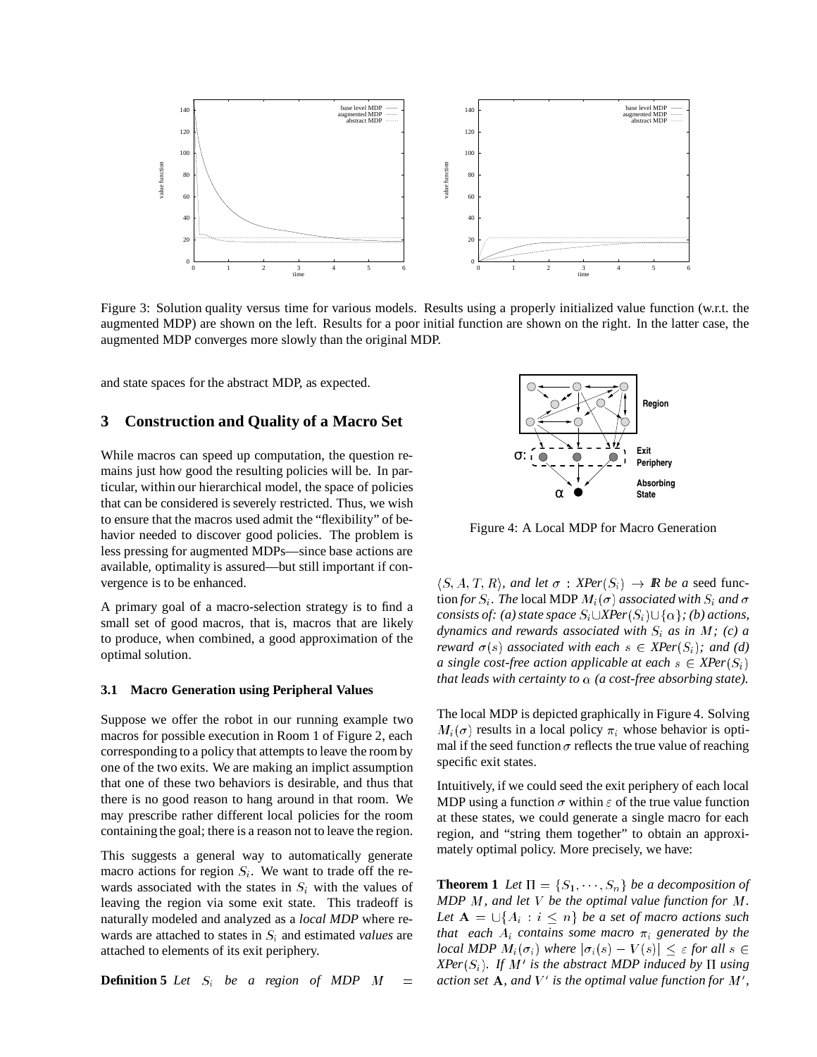Figure 3: Solution quality versus time for various models. Results using a properly initialized value function (w.r.t. the augmented MDP) are shown on the left. Results for a poor initial function are shown on the right. In the latter case, the augmented MDP converges more slowly than the original MDP.

and state spaces for the abstract MDP, as expected.

## 3 Construction and Quality of a Macro Set

While macros can speed up computation, the question remains just how good the resulting policies will be. In particular, within our hierarchical model, the space of policies that can be considered is severely restricted. Thus, we wish to ensure that the macros used admit the "flexibility" of behavior needed to discover good policies. The problem is less pressing for augmented MDPs—since base actions are available, optimality is assured—but still important if convergence is to be enhanced.

A primary goal of a macro-selection strategy is to find a small set of good macros, that is, macros that are likely to produce, when combined, a good approximation of the optimal solution.

### 3.1 Macro Generation using Peripheral Values

Suppose we offer the robot in our running example two macros for possible execution in Room 1 of Figure 2, each corresponding to a policy that attempts to leave the room by one of the two exits. We are making an implict assumption that one of these two behaviors is desirable, and thus that there is no good reason to hang around in that room. We may prescribe rather different local policies for the room containing the goal; there is a reason not to leave the region.

This suggests a general way to automatically generate macro actions for region $S_i$. We want to trade off the rewards associated with the states in $S_i$ with the values of leaving the region via some exit state. This tradeoff is naturally modeled and analyzed as a *local MDP* where rewards are attached to states in $S_i$ and estimated *values* are attached to elements of its exit periphery.

**Definition 5** *Let $S_i$ be a region of MDP $M = \langle S, A, T, R \rangle$, and let $\sigma : XPer(S_i) \rightarrow \mathbb{R}$ be a* seed function *for $S_i$. The* local MDP *$M_i(\sigma)$ associated with $S_i$ and $\sigma$ consists of: (a) state space $S_i \cup XPer(S_i) \cup \{\alpha\}$; (b) actions, dynamics and rewards associated with $S_i$ as in $M$; (c) a reward $\sigma(s)$ associated with each $s \in XPer(S_i)$; and (d) a single cost-free action applicable at each $s \in XPer(S_i)$ that leads with certainty to $\alpha$ (a cost-free absorbing state).*

Figure 4: A Local MDP for Macro Generation

The local MDP is depicted graphically in Figure 4. Solving $M_i(\sigma)$ results in a local policy $\pi_i$ whose behavior is optimal if the seed function $\sigma$ reflects the true value of reaching specific exit states.

Intuitively, if we could seed the exit periphery of each local MDP using a function $\sigma$ within $\varepsilon$ of the true value function at these states, we could generate a single macro for each region, and "string them together" to obtain an approximately optimal policy. More precisely, we have:

**Theorem 1** *Let $\Pi = \{S_1, \cdots, S_n\}$ be a decomposition of MDP $M$, and let $V$ be the optimal value function for $M$. Let $\mathbf{A} = \cup\{A_i : i \leq n\}$ be a set of macro actions such that each $A_i$ contains some macro $\pi_i$ generated by the local MDP $M_i(\sigma_i)$ where $|\sigma_i(s) - V(s)| \leq \varepsilon$ for all $s \in XPer(S_i)$. If $M'$ is the abstract MDP induced by $\Pi$ using action set $\mathbf{A}$, and $V'$ is the optimal value function for $M'$,*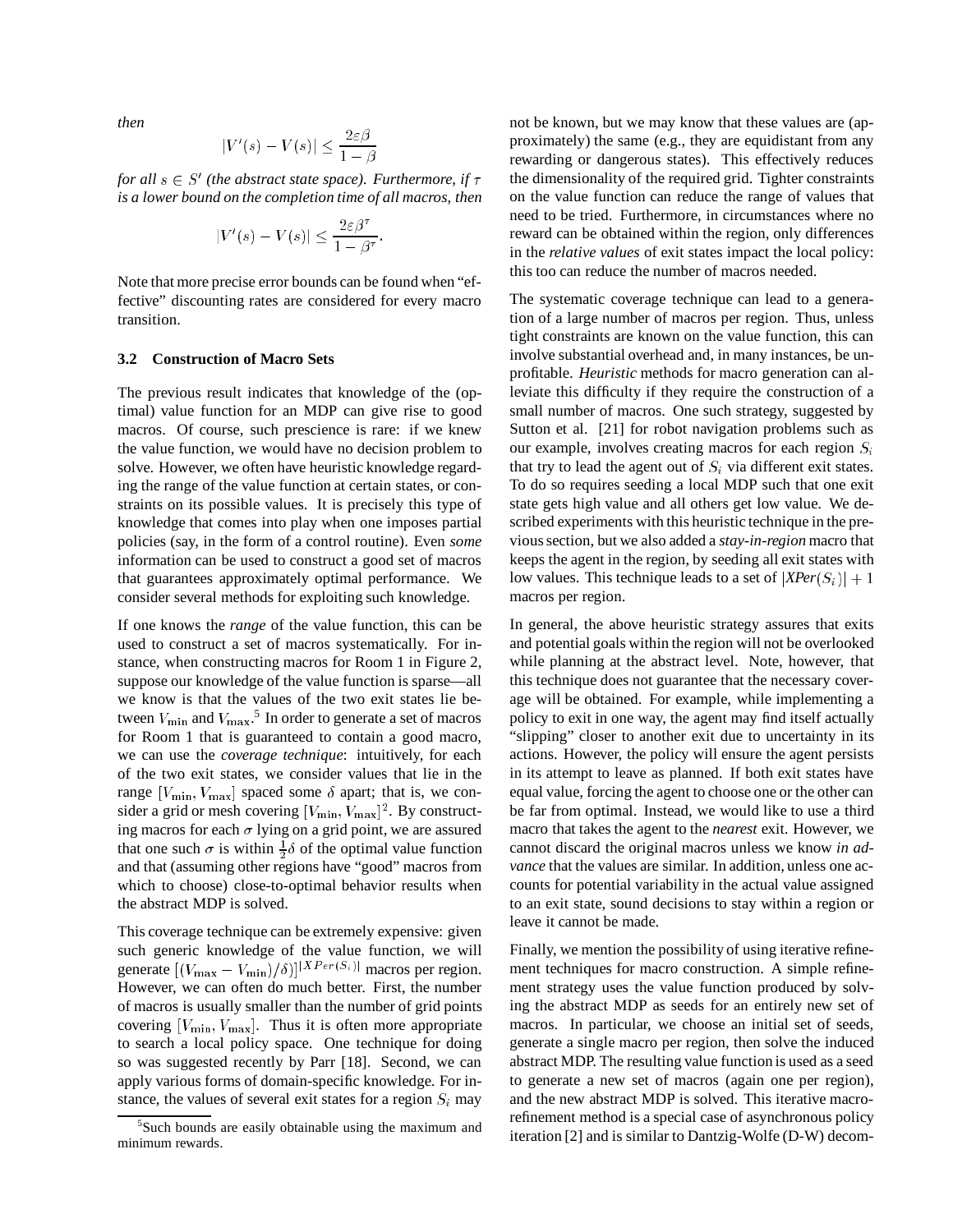*then*

$$|V'(s) - V(s)| \leq \frac{2\varepsilon\beta}{1-\beta}$$

*for all $s \in S'$ (the abstract state space). Furthermore, if $\tau$ is a lower bound on the completion time of all macros, then*

$$|V'(s) - V(s)| \leq \frac{2\varepsilon\beta^\tau}{1-\beta^\tau}.$$

Note that more precise error bounds can be found when "effective" discounting rates are considered for every macro transition.

### 3.2 Construction of Macro Sets

The previous result indicates that knowledge of the (optimal) value function for an MDP can give rise to good macros. Of course, such prescience is rare: if we knew the value function, we would have no decision problem to solve. However, we often have heuristic knowledge regarding the range of the value function at certain states, or constraints on its possible values. It is precisely this type of knowledge that comes into play when one imposes partial policies (say, in the form of a control routine). Even *some* information can be used to construct a good set of macros that guarantees approximately optimal performance. We consider several methods for exploiting such knowledge.

If one knows the *range* of the value function, this can be used to construct a set of macros systematically. For instance, when constructing macros for Room 1 in Figure 2, suppose our knowledge of the value function is sparse—all we know is that the values of the two exit states lie between $V_{\min}$ and $V_{\max}$.[5] In order to generate a set of macros for Room 1 that is guaranteed to contain a good macro, we can use the *coverage technique*: intuitively, for each of the two exit states, we consider values that lie in the range $[V_{\min}, V_{\max}]$ spaced some $\delta$ apart; that is, we consider a grid or mesh covering $[V_{\min}, V_{\max}]^2$. By constructing macros for each $\sigma$ lying on a grid point, we are assured that one such $\sigma$ is within $\frac{1}{2}\delta$ of the optimal value function and that (assuming other regions have "good" macros from which to choose) close-to-optimal behavior results when the abstract MDP is solved.

This coverage technique can be extremely expensive: given such generic knowledge of the value function, we will generate $\lceil (V_{\max} - V_{\min})/\delta) \rceil^{|XPer(S_i)|}$ macros per region. However, we can often do much better. First, the number of macros is usually smaller than the number of grid points covering $[V_{\min}, V_{\max}]$. Thus it is often more appropriate to search a local policy space. One technique for doing so was suggested recently by Parr [18]. Second, we can apply various forms of domain-specific knowledge. For instance, the values of several exit states for a region $S_i$ may not be known, but we may know that these values are (approximately) the same (e.g., they are equidistant from any rewarding or dangerous states). This effectively reduces the dimensionality of the required grid. Tighter constraints on the value function can reduce the range of values that need to be tried. Furthermore, in circumstances where no reward can be obtained within the region, only differences in the *relative values* of exit states impact the local policy: this too can reduce the number of macros needed.

The systematic coverage technique can lead to a generation of a large number of macros per region. Thus, unless tight constraints are known on the value function, this can involve substantial overhead and, in many instances, be unprofitable. *Heuristic* methods for macro generation can alleviate this difficulty if they require the construction of a small number of macros. One such strategy, suggested by Sutton et al. [21] for robot navigation problems such as our example, involves creating macros for each region $S_i$ that try to lead the agent out of $S_i$ via different exit states. To do so requires seeding a local MDP such that one exit state gets high value and all others get low value. We described experiments with this heuristic technique in the previous section, but we also added a *stay-in-region* macro that keeps the agent in the region, by seeding all exit states with low values. This technique leads to a set of $|XPer(S_i)| + 1$ macros per region.

In general, the above heuristic strategy assures that exits and potential goals within the region will not be overlooked while planning at the abstract level. Note, however, that this technique does not guarantee that the necessary coverage will be obtained. For example, while implementing a policy to exit in one way, the agent may find itself actually "slipping" closer to another exit due to uncertainty in its actions. However, the policy will ensure the agent persists in its attempt to leave as planned. If both exit states have equal value, forcing the agent to choose one or the other can be far from optimal. Instead, we would like to use a third macro that takes the agent to the *nearest* exit. However, we cannot discard the original macros unless we know *in advance* that the values are similar. In addition, unless one accounts for potential variability in the actual value assigned to an exit state, sound decisions to stay within a region or leave it cannot be made.

Finally, we mention the possibility of using iterative refinement techniques for macro construction. A simple refinement strategy uses the value function produced by solving the abstract MDP as seeds for an entirely new set of macros. In particular, we choose an initial set of seeds, generate a single macro per region, then solve the induced abstract MDP. The resulting value function is used as a seed to generate a new set of macros (again one per region), and the new abstract MDP is solved. This iterative macro-refinement method is a special case of asynchronous policy iteration [2] and is similar to Dantzig-Wolfe (D-W) decom-

[5] Such bounds are easily obtainable using the maximum and minimum rewards.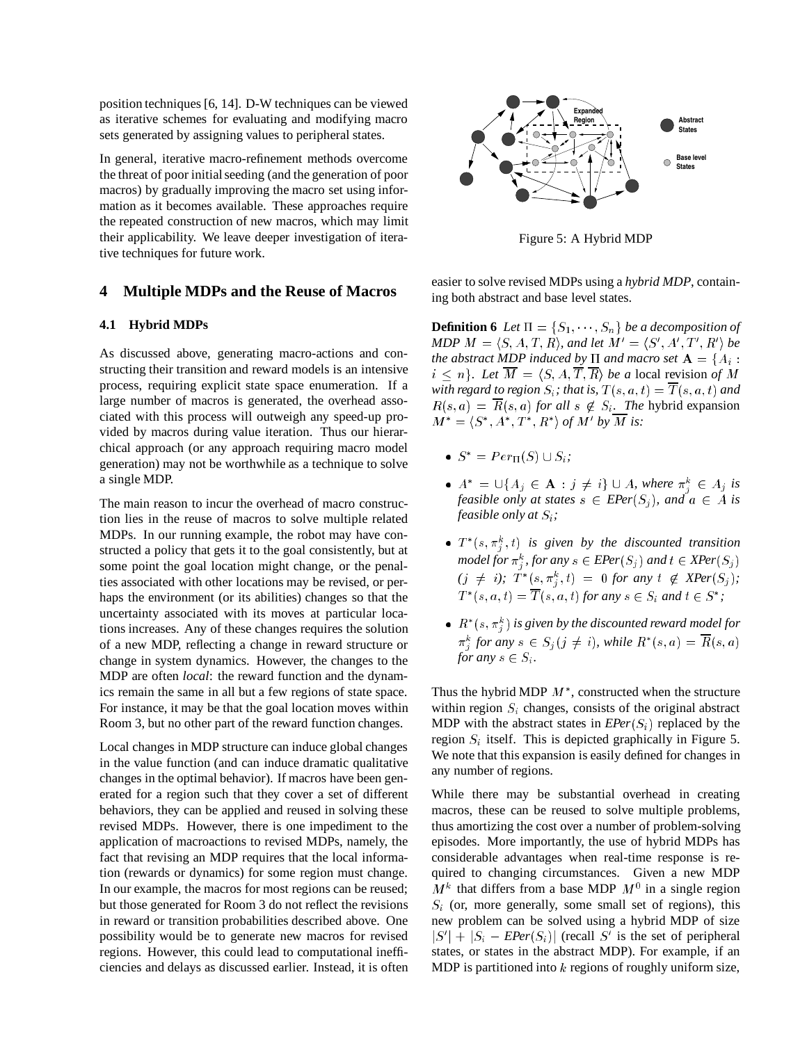position techniques [6, 14]. D-W techniques can be viewed as iterative schemes for evaluating and modifying macro sets generated by assigning values to peripheral states.

In general, iterative macro-refinement methods overcome the threat of poor initial seeding (and the generation of poor macros) by gradually improving the macro set using information as it becomes available. These approaches require the repeated construction of new macros, which may limit their applicability. We leave deeper investigation of iterative techniques for future work.

## 4 Multiple MDPs and the Reuse of Macros

### 4.1 Hybrid MDPs

As discussed above, generating macro-actions and constructing their transition and reward models is an intensive process, requiring explicit state space enumeration. If a large number of macros is generated, the overhead associated with this process will outweigh any speed-up provided by macros during value iteration. Thus our hierarchical approach (or any approach requiring macro model generation) may not be worthwhile as a technique to solve a single MDP.

The main reason to incur the overhead of macro construction lies in the reuse of macros to solve multiple related MDPs. In our running example, the robot may have constructed a policy that gets it to the goal consistently, but at some point the goal location might change, or the penalties associated with other locations may be revised, or perhaps the environment (or its abilities) changes so that the uncertainty associated with its moves at particular locations increases. Any of these changes requires the solution of a new MDP, reflecting a change in reward structure or change in system dynamics. However, the changes to the MDP are often *local*: the reward function and the dynamics remain the same in all but a few regions of state space. For instance, it may be that the goal location moves within Room 3, but no other part of the reward function changes.

Local changes in MDP structure can induce global changes in the value function (and can induce dramatic qualitative changes in the optimal behavior). If macros have been generated for a region such that they cover a set of different behaviors, they can be applied and reused in solving these revised MDPs. However, there is one impediment to the application of macroactions to revised MDPs, namely, the fact that revising an MDP requires that the local information (rewards or dynamics) for some region must change. In our example, the macros for most regions can be reused; but those generated for Room 3 do not reflect the revisions in reward or transition probabilities described above. One possibility would be to generate new macros for revised regions. However, this could lead to computational inefficiencies and delays as discussed earlier. Instead, it is often easier to solve revised MDPs using a *hybrid MDP*, containing both abstract and base level states.

Figure 5: A Hybrid MDP

**Definition 6** *Let $\Pi = \{S_1, \cdots, S_n\}$ be a decomposition of MDP $M = \langle S, A, T, R \rangle$, and let $M' = \langle S', A', T', R' \rangle$ be the abstract MDP induced by $\Pi$ and macro set $\mathbf{A} = \{A_i : i \leq n\}$. Let $\overline{M} = \langle S, A, \overline{T}, \overline{R} \rangle$ be a* local revision *of $M$ with regard to region $S_i$; that is, $T(s, a, t) = \overline{T}(s, a, t)$ and $R(s, a) = \overline{R}(s, a)$ for all $s \notin S_i$. The* hybrid expansion *$M^* = \langle S^*, A^*, T^*, R^* \rangle$ of $M'$ by $\overline{M}$ is:*

- *$S^* = Per_\Pi(S) \cup S_i$;*
- *$A^* = \cup\{A_j \in \mathbf{A} : j \neq i\} \cup A$, where $\pi_j^k \in A_j$ is feasible only at states $s \in EPer(S_j)$, and $a \in A$ is feasible only at $S_i$;*
- *$T^*(s, \pi_j^k, t)$ is given by the discounted transition model for $\pi_j^k$, for any $s \in EPer(S_j)$ and $t \in XPer(S_j)$ $(j \neq i)$; $T^*(s, \pi_j^k, t) = 0$ for any $t \notin XPer(S_j)$; $T^*(s, a, t) = \overline{T}(s, a, t)$ for any $s \in S_i$ and $t \in S^*$;*
- *$R^*(s, \pi_j^k)$ is given by the discounted reward model for $\pi_j^k$ for any $s \in S_j (j \neq i)$, while $R^*(s, a) = \overline{R}(s, a)$ for any $s \in S_i$.*

Thus the hybrid MDP $M^*$, constructed when the structure within region $S_i$ changes, consists of the original abstract MDP with the abstract states in *EPer*$(S_i)$ replaced by the region $S_i$ itself. This is depicted graphically in Figure 5. We note that this expansion is easily defined for changes in any number of regions.

While there may be substantial overhead in creating macros, these can be reused to solve multiple problems, thus amortizing the cost over a number of problem-solving episodes. More importantly, the use of hybrid MDPs has considerable advantages when real-time response is required to changing circumstances. Given a new MDP $M^k$ that differs from a base MDP $M^0$ in a single region $S_i$ (or, more generally, some small set of regions), this new problem can be solved using a hybrid MDP of size $|S'| + |S_i - EPer(S_i)|$ (recall $S'$ is the set of peripheral states, or states in the abstract MDP). For example, if an MDP is partitioned into $k$ regions of roughly uniform size,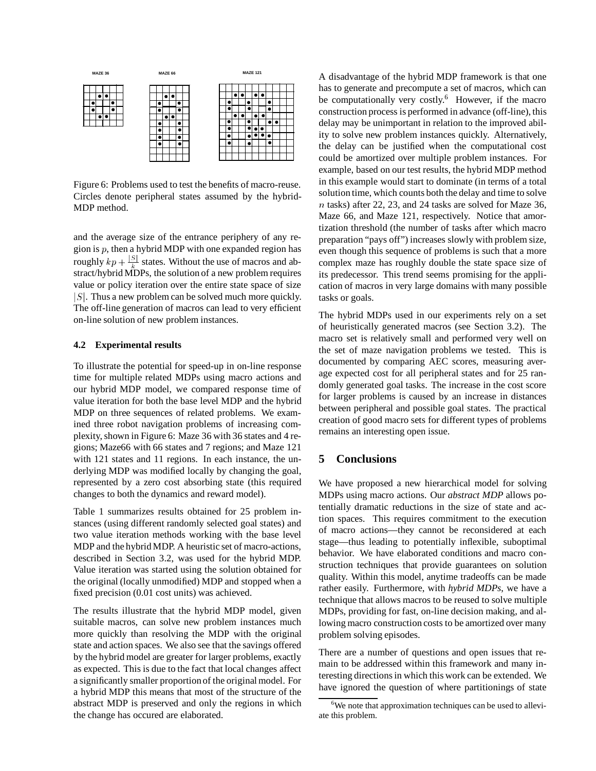Figure 6: Problems used to test the benefits of macro-reuse. Circles denote peripheral states assumed by the hybrid-MDP method.

and the average size of the entrance periphery of any region is $p$, then a hybrid MDP with one expanded region has roughly $kp + \frac{|S|}{k}$ states. Without the use of macros and abstract/hybrid MDPs, the solution of a new problem requires value or policy iteration over the entire state space of size $|S|$. Thus a new problem can be solved much more quickly. The off-line generation of macros can lead to very efficient on-line solution of new problem instances.

### 4.2 Experimental results

To illustrate the potential for speed-up in on-line response time for multiple related MDPs using macro actions and our hybrid MDP model, we compared response time of value iteration for both the base level MDP and the hybrid MDP on three sequences of related problems. We examined three robot navigation problems of increasing complexity, shown in Figure 6: Maze 36 with 36 states and 4 regions; Maze66 with 66 states and 7 regions; and Maze 121 with 121 states and 11 regions. In each instance, the underlying MDP was modified locally by changing the goal, represented by a zero cost absorbing state (this required changes to both the dynamics and reward model).

Table 1 summarizes results obtained for 25 problem instances (using different randomly selected goal states) and two value iteration methods working with the base level MDP and the hybrid MDP. A heuristic set of macro-actions, described in Section 3.2, was used for the hybrid MDP. Value iteration was started using the solution obtained for the original (locally unmodified) MDP and stopped when a fixed precision (0.01 cost units) was achieved.

The results illustrate that the hybrid MDP model, given suitable macros, can solve new problem instances much more quickly than resolving the MDP with the original state and action spaces. We also see that the savings offered by the hybrid model are greater for larger problems, exactly as expected. This is due to the fact that local changes affect a significantly smaller proportion of the original model. For a hybrid MDP this means that most of the structure of the abstract MDP is preserved and only the regions in which the change has occured are elaborated.

A disadvantage of the hybrid MDP framework is that one has to generate and precompute a set of macros, which can be computationally very costly.[6] However, if the macro construction process is performed in advance (off-line), this delay may be unimportant in relation to the improved ability to solve new problem instances quickly. Alternatively, the delay can be justified when the computational cost could be amortized over multiple problem instances. For example, based on our test results, the hybrid MDP method in this example would start to dominate (in terms of a total solution time, which counts both the delay and time to solve $n$ tasks) after 22, 23, and 24 tasks are solved for Maze 36, Maze 66, and Maze 121, respectively. Notice that amortization threshold (the number of tasks after which macro preparation "pays off") increases slowly with problem size, even though this sequence of problems is such that a more complex maze has roughly double the state space size of its predecessor. This trend seems promising for the application of macros in very large domains with many possible tasks or goals.

The hybrid MDPs used in our experiments rely on a set of heuristically generated macros (see Section 3.2). The macro set is relatively small and performed very well on the set of maze navigation problems we tested. This is documented by comparing AEC scores, measuring average expected cost for all peripheral states and for 25 randomly generated goal tasks. The increase in the cost score for larger problems is caused by an increase in distances between peripheral and possible goal states. The practical creation of good macro sets for different types of problems remains an interesting open issue.

## 5 Conclusions

We have proposed a new hierarchical model for solving MDPs using macro actions. Our *abstract MDP* allows potentially dramatic reductions in the size of state and action spaces. This requires commitment to the execution of macro actions—they cannot be reconsidered at each stage—thus leading to potentially inflexible, suboptimal behavior. We have elaborated conditions and macro construction techniques that provide guarantees on solution quality. Within this model, anytime tradeoffs can be made rather easily. Furthermore, with *hybrid MDPs*, we have a technique that allows macros to be reused to solve multiple MDPs, providing for fast, on-line decision making, and allowing macro construction costs to be amortized over many problem solving episodes.

There are a number of questions and open issues that remain to be addressed within this framework and many interesting directions in which this work can be extended. We have ignored the question of where partitionings of state

[6] We note that approximation techniques can be used to alleviate this problem.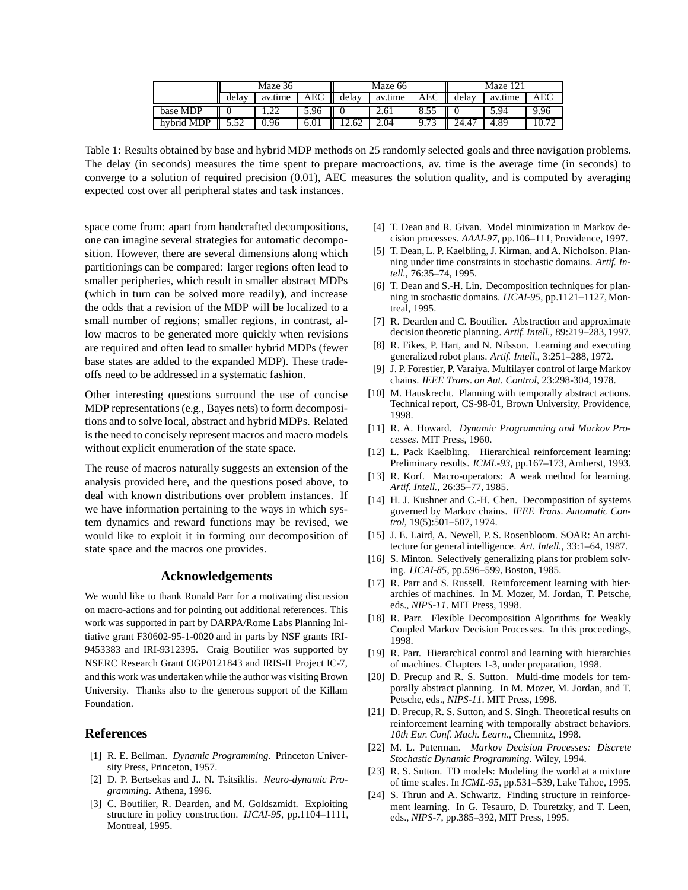| | Maze 36 | | | Maze 66 | | | Maze 121 | | |
|---|---|---|---|---|---|---|---|---|---|
| | delay | av.time | AEC | delay | av.time | AEC | delay | av.time | AEC |
| base MDP | 0 | 1.22 | 5.96 | 0 | 2.61 | 8.55 | 0 | 5.94 | 9.96 |
| hybrid MDP | 5.52 | 0.96 | 6.01 | 12.62 | 2.04 | 9.73 | 24.47 | 4.89 | 10.72 |

Table 1: Results obtained by base and hybrid MDP methods on 25 randomly selected goals and three navigation problems. The delay (in seconds) measures the time spent to prepare macroactions, av. time is the average time (in seconds) to converge to a solution of required precision (0.01), AEC measures the solution quality, and is computed by averaging expected cost over all peripheral states and task instances.

space come from: apart from handcrafted decompositions, one can imagine several strategies for automatic decomposition. However, there are several dimensions along which partitionings can be compared: larger regions often lead to smaller peripheries, which result in smaller abstract MDPs (which in turn can be solved more readily), and increase the odds that a revision of the MDP will be localized to a small number of regions; smaller regions, in contrast, allow macros to be generated more quickly when revisions are required and often lead to smaller hybrid MDPs (fewer base states are added to the expanded MDP). These tradeoffs need to be addressed in a systematic fashion.

Other interesting questions surround the use of concise MDP representations (e.g., Bayes nets) to form decompositions and to solve local, abstract and hybrid MDPs. Related is the need to concisely represent macros and macro models without explicit enumeration of the state space.

The reuse of macros naturally suggests an extension of the analysis provided here, and the questions posed above, to deal with known distributions over problem instances. If we have information pertaining to the ways in which system dynamics and reward functions may be revised, we would like to exploit it in forming our decomposition of state space and the macros one provides.

## Acknowledgements

We would like to thank Ronald Parr for a motivating discussion on macro-actions and for pointing out additional references. This work was supported in part by DARPA/Rome Labs Planning Initiative grant F30602-95-1-0020 and in parts by NSF grants IRI-9453383 and IRI-9312395. Craig Boutilier was supported by NSERC Research Grant OGP0121843 and IRIS-II Project IC-7, and this work was undertaken while the author was visiting Brown University. Thanks also to the generous support of the Killam Foundation.

## References

[1] R. E. Bellman. *Dynamic Programming*. Princeton University Press, Princeton, 1957.

[2] D. P. Bertsekas and J.. N. Tsitsiklis. *Neuro-dynamic Programming*. Athena, 1996.

[3] C. Boutilier, R. Dearden, and M. Goldszmidt. Exploiting structure in policy construction. *IJCAI-95*, pp.1104–1111, Montreal, 1995.

[4] T. Dean and R. Givan. Model minimization in Markov decision processes. *AAAI-97*, pp.106–111, Providence, 1997.

[5] T. Dean, L. P. Kaelbling, J. Kirman, and A. Nicholson. Planning under time constraints in stochastic domains. *Artif. Intell.*, 76:35–74, 1995.

[6] T. Dean and S.-H. Lin. Decomposition techniques for planning in stochastic domains. *IJCAI-95*, pp.1121–1127, Montreal, 1995.

[7] R. Dearden and C. Boutilier. Abstraction and approximate decision theoretic planning. *Artif. Intell.*, 89:219–283, 1997.

[8] R. Fikes, P. Hart, and N. Nilsson. Learning and executing generalized robot plans. *Artif. Intell.*, 3:251–288, 1972.

[9] J. P. Forestier, P. Varaiya. Multilayer control of large Markov chains. *IEEE Trans. on Aut. Control*, 23:298-304, 1978.

[10] M. Hauskrecht. Planning with temporally abstract actions. Technical report, CS-98-01, Brown University, Providence, 1998.

[11] R. A. Howard. *Dynamic Programming and Markov Processes*. MIT Press, 1960.

[12] L. Pack Kaelbling. Hierarchical reinforcement learning: Preliminary results. *ICML-93*, pp.167–173, Amherst, 1993.

[13] R. Korf. Macro-operators: A weak method for learning. *Artif. Intell.*, 26:35–77, 1985.

[14] H. J. Kushner and C.-H. Chen. Decomposition of systems governed by Markov chains. *IEEE Trans. Automatic Control*, 19(5):501–507, 1974.

[15] J. E. Laird, A. Newell, P. S. Rosenbloom. SOAR: An architecture for general intelligence. *Art. Intell.*, 33:1–64, 1987.

[16] S. Minton. Selectively generalizing plans for problem solving. *IJCAI-85*, pp.596–599, Boston, 1985.

[17] R. Parr and S. Russell. Reinforcement learning with hierarchies of machines. In M. Mozer, M. Jordan, T. Petsche, eds., *NIPS-11*. MIT Press, 1998.

[18] R. Parr. Flexible Decomposition Algorithms for Weakly Coupled Markov Decision Processes. In this proceedings, 1998.

[19] R. Parr. Hierarchical control and learning with hierarchies of machines. Chapters 1-3, under preparation, 1998.

[20] D. Precup and R. S. Sutton. Multi-time models for temporally abstract planning. In M. Mozer, M. Jordan, and T. Petsche, eds., *NIPS-11*. MIT Press, 1998.

[21] D. Precup, R. S. Sutton, and S. Singh. Theoretical results on reinforcement learning with temporally abstract behaviors. *10th Eur. Conf. Mach. Learn.*, Chemnitz, 1998.

[22] M. L. Puterman. *Markov Decision Processes: Discrete Stochastic Dynamic Programming*. Wiley, 1994.

[23] R. S. Sutton. TD models: Modeling the world at a mixture of time scales. In *ICML-95*, pp.531–539, Lake Tahoe, 1995.

[24] S. Thrun and A. Schwartz. Finding structure in reinforcement learning. In G. Tesauro, D. Touretzky, and T. Leen, eds., *NIPS-7*, pp.385–392, MIT Press, 1995.